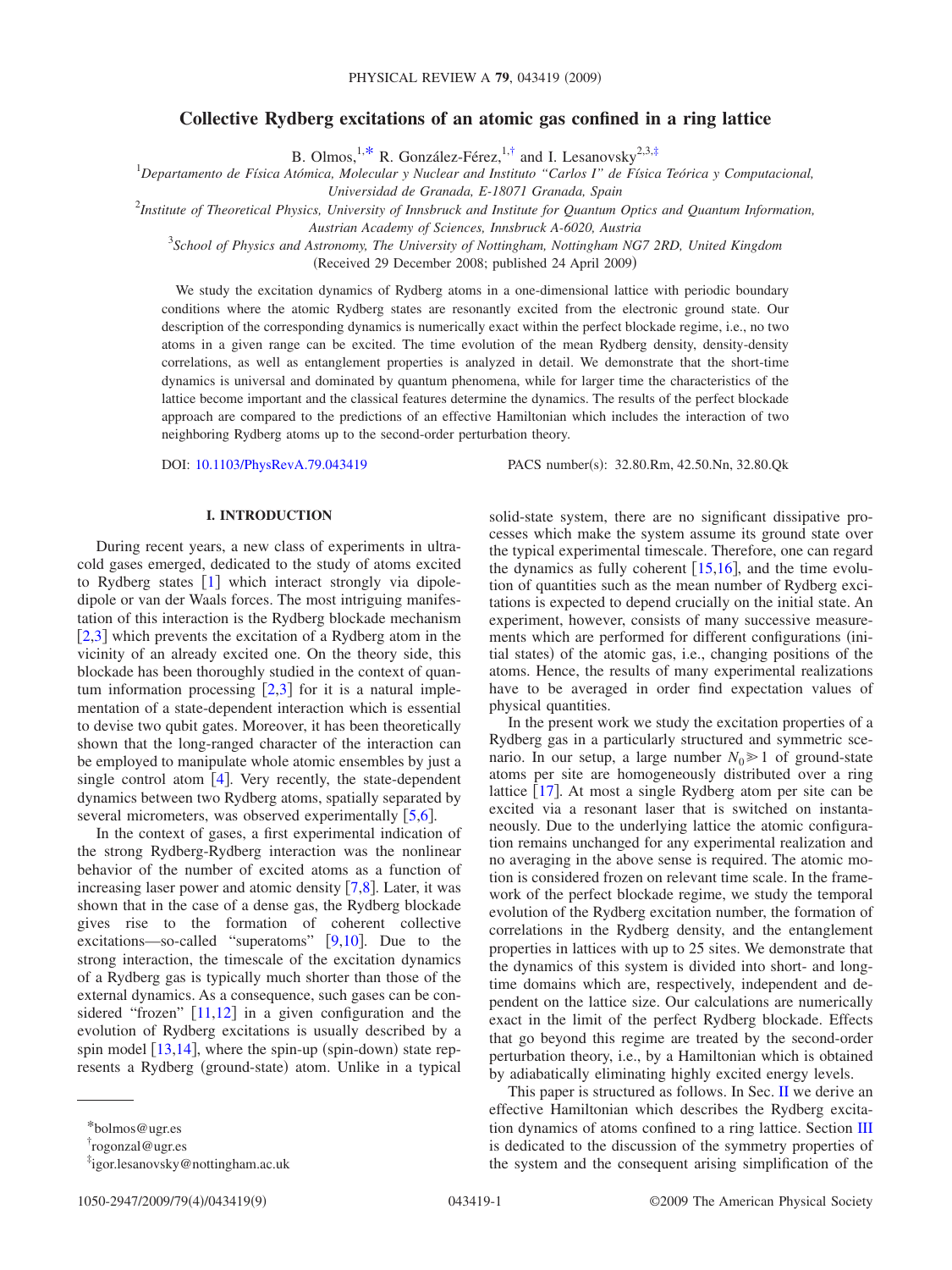# Collective Rydberg excitations of an atomic gas confined in a ring lattice

B. Olmos,[1,*] R. González-Férez,[1,†] and I. Lesanovsky[2,3,‡]

[1]*Departamento de Física Atómica, Molecular y Nuclear and Instituto "Carlos I" de Física Teórica y Computacional, Universidad de Granada, E-18071 Granada, Spain*

[2]*Institute of Theoretical Physics, University of Innsbruck and Institute for Quantum Optics and Quantum Information, Austrian Academy of Sciences, Innsbruck A-6020, Austria*

[3]*School of Physics and Astronomy, The University of Nottingham, Nottingham NG7 2RD, United Kingdom*

(Received 29 December 2008; published 24 April 2009)

We study the excitation dynamics of Rydberg atoms in a one-dimensional lattice with periodic boundary conditions where the atomic Rydberg states are resonantly excited from the electronic ground state. Our description of the corresponding dynamics is numerically exact within the perfect blockade regime, i.e., no two atoms in a given range can be excited. The time evolution of the mean Rydberg density, density-density correlations, as well as entanglement properties is analyzed in detail. We demonstrate that the short-time dynamics is universal and dominated by quantum phenomena, while for larger time the characteristics of the lattice become important and the classical features determine the dynamics. The results of the perfect blockade approach are compared to the predictions of an effective Hamiltonian which includes the interaction of two neighboring Rydberg atoms up to the second-order perturbation theory.

DOI: 10.1103/PhysRevA.79.043419 PACS number(s): 32.80.Rm, 42.50.Nn, 32.80.Qk

## I. INTRODUCTION

During recent years, a new class of experiments in ultracold gases emerged, dedicated to the study of atoms excited to Rydberg states [1] which interact strongly via dipole-dipole or van der Waals forces. The most intriguing manifestation of this interaction is the Rydberg blockade mechanism [2,3] which prevents the excitation of a Rydberg atom in the vicinity of an already excited one. On the theory side, this blockade has been thoroughly studied in the context of quantum information processing [2,3] for it is a natural implementation of a state-dependent interaction which is essential to devise two qubit gates. Moreover, it has been theoretically shown that the long-ranged character of the interaction can be employed to manipulate whole atomic ensembles by just a single control atom [4]. Very recently, the state-dependent dynamics between two Rydberg atoms, spatially separated by several micrometers, was observed experimentally [5,6].

In the context of gases, a first experimental indication of the strong Rydberg-Rydberg interaction was the nonlinear behavior of the number of excited atoms as a function of increasing laser power and atomic density [7,8]. Later, it was shown that in the case of a dense gas, the Rydberg blockade gives rise to the formation of coherent collective excitations—so-called "superatoms" [9,10]. Due to the strong interaction, the timescale of the excitation dynamics of a Rydberg gas is typically much shorter than those of the external dynamics. As a consequence, such gases can be considered "frozen" [11,12] in a given configuration and the evolution of Rydberg excitations is usually described by a spin model [13,14], where the spin-up (spin-down) state represents a Rydberg (ground-state) atom. Unlike in a typical solid-state system, there are no significant dissipative processes which make the system assume its ground state over the typical experimental timescale. Therefore, one can regard the dynamics as fully coherent [15,16], and the time evolution of quantities such as the mean number of Rydberg excitations is expected to depend crucially on the initial state. An experiment, however, consists of many successive measurements which are performed for different configurations (initial states) of the atomic gas, i.e., changing positions of the atoms. Hence, the results of many experimental realizations have to be averaged in order find expectation values of physical quantities.

In the present work we study the excitation properties of a Rydberg gas in a particularly structured and symmetric scenario. In our setup, a large number $N_0 \gg 1$ of ground-state atoms per site are homogeneously distributed over a ring lattice [17]. At most a single Rydberg atom per site can be excited via a resonant laser that is switched on instantaneously. Due to the underlying lattice the atomic configuration remains unchanged for any experimental realization and no averaging in the above sense is required. The atomic motion is considered frozen on relevant time scale. In the framework of the perfect blockade regime, we study the temporal evolution of the Rydberg excitation number, the formation of correlations in the Rydberg density, and the entanglement properties in lattices with up to 25 sites. We demonstrate that the dynamics of this system is divided into short- and long-time domains which are, respectively, independent and dependent on the lattice size. Our calculations are numerically exact in the limit of the perfect Rydberg blockade. Effects that go beyond this regime are treated by the second-order perturbation theory, i.e., by a Hamiltonian which is obtained by adiabatically eliminating highly excited energy levels.

This paper is structured as follows. In Sec. II we derive an effective Hamiltonian which describes the Rydberg excitation dynamics of atoms confined to a ring lattice. Section III is dedicated to the discussion of the symmetry properties of the system and the consequent arising simplification of the

---

*bolmos@ugr.es

†rogonzal@ugr.es

‡igor.lesanovsky@nottingham.ac.uk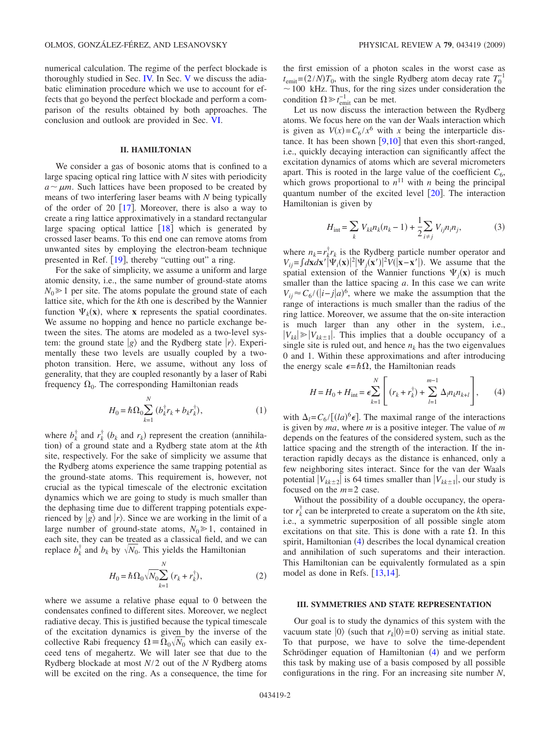numerical calculation. The regime of the perfect blockade is thoroughly studied in Sec. IV. In Sec. V we discuss the adiabatic elimination procedure which we use to account for effects that go beyond the perfect blockade and perform a comparison of the results obtained by both approaches. The conclusion and outlook are provided in Sec. VI.

## II. HAMILTONIAN

We consider a gas of bosonic atoms that is confined to a large spacing optical ring lattice with $N$ sites with periodicity $a \sim \mu m$. Such lattices have been proposed to be created by means of two interfering laser beams with $N$ being typically of the order of 20 [17]. Moreover, there is also a way to create a ring lattice approximatively in a standard rectangular large spacing optical lattice [18] which is generated by crossed laser beams. To this end one can remove atoms from unwanted sites by employing the electron-beam technique presented in Ref. [19], thereby "cutting out" a ring.

For the sake of simplicity, we assume a uniform and large atomic density, i.e., the same number of ground-state atoms $N_0 \gg 1$ per site. The atoms populate the ground state of each lattice site, which for the $k$th one is described by the Wannier function $\Psi_k(\mathbf{x})$, where $\mathbf{x}$ represents the spatial coordinates. We assume no hopping and hence no particle exchange between the sites. The atoms are modeled as a two-level system: the ground state $|g\rangle$ and the Rydberg state $|r\rangle$. Experimentally these two levels are usually coupled by a two-photon transition. Here, we assume, without any loss of generality, that they are coupled resonantly by a laser of Rabi frequency $\Omega_0$. The corresponding Hamiltonian reads

$$H_0 = \hbar\Omega_0 \sum_{k=1}^{N} (b_k^\dagger r_k + b_k r_k^\dagger), \tag{1}$$

where $b_k^\dagger$ and $r_k^\dagger$ ($b_k$ and $r_k$) represent the creation (annihilation) of a ground state and a Rydberg state atom at the $k$th site, respectively. For the sake of simplicity we assume that the Rydberg atoms experience the same trapping potential as the ground-state atoms. This requirement is, however, not crucial as the typical timescale of the electronic excitation dynamics which we are going to study is much smaller than the dephasing time due to different trapping potentials experienced by $|g\rangle$ and $|r\rangle$. Since we are working in the limit of a large number of ground-state atoms, $N_0 \gg 1$, contained in each site, they can be treated as a classical field, and we can replace $b_k^\dagger$ and $b_k$ by $\sqrt{N_0}$. This yields the Hamiltonian

$$H_0 = \hbar\Omega_0\sqrt{N_0}\sum_{k=1}^{N} (r_k + r_k^\dagger), \tag{2}$$

where we assume a relative phase equal to 0 between the condensates confined to different sites. Moreover, we neglect radiative decay. This is justified because the typical timescale of the excitation dynamics is given by the inverse of the collective Rabi frequency $\Omega \equiv \Omega_0\sqrt{N_0}$ which can easily exceed tens of megahertz. We will later see that due to the Rydberg blockade at most $N/2$ out of the $N$ Rydberg atoms will be excited on the ring. As a consequence, the time for the first emission of a photon scales in the worst case as $t_{\mathrm{emit}} = (2/N)T_0$, with the single Rydberg atom decay rate $T_0^{-1} \sim 100$ kHz. Thus, for the ring sizes under consideration the condition $\Omega \gg t_{\mathrm{emit}}^{-1}$ can be met.

Let us now discuss the interaction between the Rydberg atoms. We focus here on the van der Waals interaction which is given as $V(x) = C_6/x^6$ with $x$ being the interparticle distance. It has been shown [9,10] that even this short-ranged, i.e., quickly decaying interaction can significantly affect the excitation dynamics of atoms which are several micrometers apart. This is rooted in the large value of the coefficient $C_6$, which grows proportional to $n^{11}$ with $n$ being the principal quantum number of the excited level [20]. The interaction Hamiltonian is given by

$$H_{\mathrm{int}} = \sum_k V_{kk} n_k(n_k - 1) + \frac{1}{2}\sum_{i\neq j} V_{ij} n_i n_j, \tag{3}$$

where $n_k = r_k^\dagger r_k$ is the Rydberg particle number operator and $V_{ij} = \int d\mathbf{x} d\mathbf{x}' |\Psi_i(\mathbf{x})|^2 |\Psi_j(\mathbf{x}')|^2 V(|\mathbf{x}-\mathbf{x}'|)$. We assume that the spatial extension of the Wannier functions $\Psi_j(\mathbf{x})$ is much smaller than the lattice spacing $a$. In this case we can write $V_{ij} \approx C_6/(|i-j|a)^6$, where we make the assumption that the range of interactions is much smaller than the radius of the ring lattice. Moreover, we assume that the on-site interaction is much larger than any other in the system, i.e., $|V_{kk}| \gg |V_{kk\pm 1}|$. This implies that a double occupancy of a single site is ruled out, and hence $n_k$ has the two eigenvalues 0 and 1. Within these approximations and after introducing the energy scale $\epsilon = \hbar\Omega$, the Hamiltonian reads

$$H = H_0 + H_{\mathrm{int}} = \epsilon \sum_{k=1}^{N}\left[ (r_k + r_k^\dagger) + \sum_{l=1}^{m-1} \Delta_l n_k n_{k+l} \right], \tag{4}$$

with $\Delta_l = C_6/[(la)^6\epsilon]$. The maximal range of the interactions is given by $ma$, where $m$ is a positive integer. The value of $m$ depends on the features of the considered system, such as the lattice spacing and the strength of the interaction. If the interaction rapidly decays as the distance is enhanced, only a few neighboring sites interact. Since for the van der Waals potential $|V_{kk\pm 2}|$ is 64 times smaller than $|V_{kk\pm 1}|$, our study is focused on the $m=2$ case.

Without the possibility of a double occupancy, the operator $r_k^\dagger$ can be interpreted to create a superatom on the $k$th site, i.e., a symmetric superposition of all possible single atom excitations on that site. This is done with a rate $\Omega$. In this spirit, Hamiltonian (4) describes the local dynamical creation and annihilation of such superatoms and their interaction. This Hamiltonian can be equivalently formulated as a spin model as done in Refs. [13,14].

## III. SYMMETRIES AND STATE REPRESENTATION

Our goal is to study the dynamics of this system with the vacuum state $|0\rangle$ (such that $r_k|0\rangle = 0$) serving as initial state. To that purpose, we have to solve the time-dependent Schrödinger equation of Hamiltonian (4) and we perform this task by making use of a basis composed by all possible configurations in the ring. For an increasing site number $N$,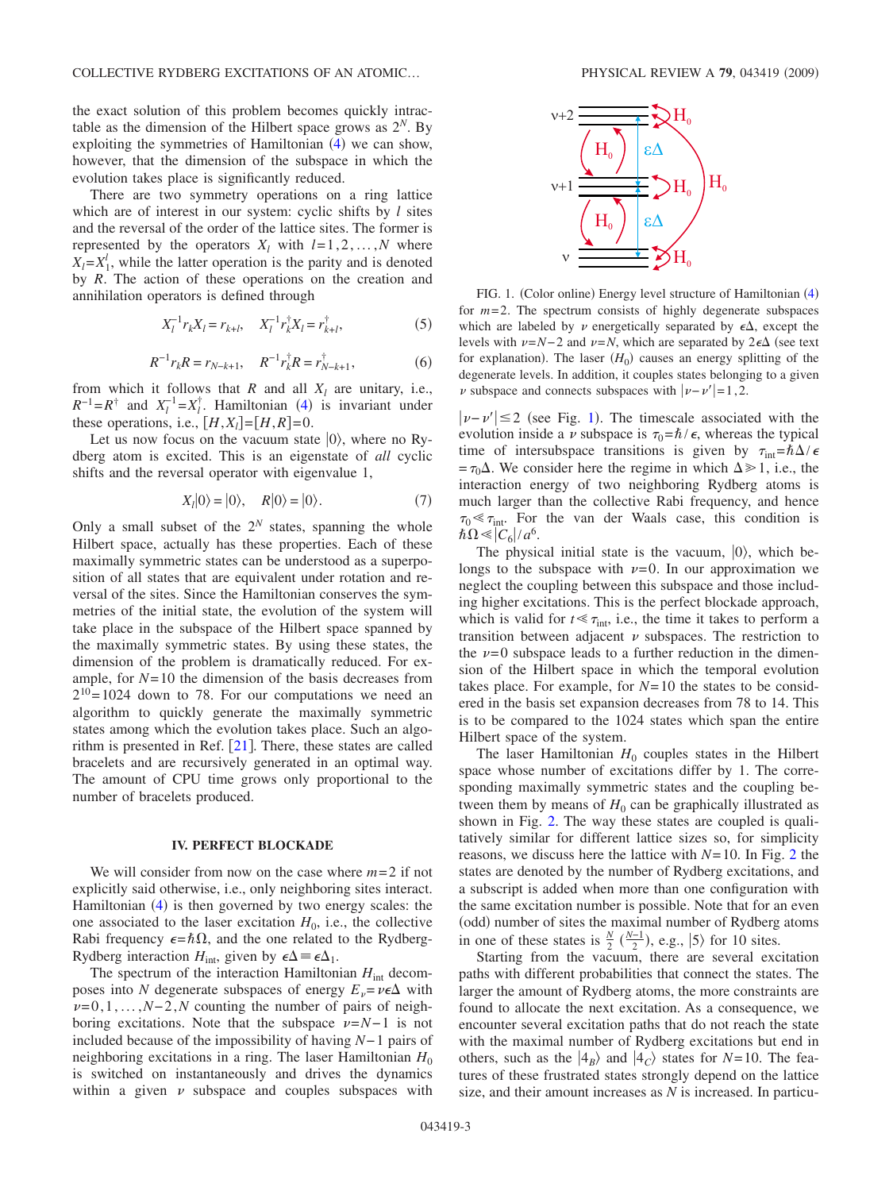the exact solution of this problem becomes quickly intractable as the dimension of the Hilbert space grows as $2^N$. By exploiting the symmetries of Hamiltonian (4) we can show, however, that the dimension of the subspace in which the evolution takes place is significantly reduced.

There are two symmetry operations on a ring lattice which are of interest in our system: cyclic shifts by $l$ sites and the reversal of the order of the lattice sites. The former is represented by the operators $X_l$ with $l=1,2,\ldots,N$ where $X_l = X_1^l$, while the latter operation is the parity and is denoted by $R$. The action of these operations on the creation and annihilation operators is defined through

$$X_l^{-1} r_k X_l = r_{k+l}, \quad X_l^{-1} r_k^\dagger X_l = r_{k+l}^\dagger, \tag{5}$$

$$R^{-1} r_k R = r_{N-k+1}, \quad R^{-1} r_k^\dagger R = r_{N-k+1}^\dagger, \tag{6}$$

from which it follows that $R$ and all $X_l$ are unitary, i.e., $R^{-1}=R^\dagger$ and $X_l^{-1}=X_l^\dagger$. Hamiltonian (4) is invariant under these operations, i.e., $[H,X_l]=[H,R]=0$.

Let us now focus on the vacuum state $|0\rangle$, where no Rydberg atom is excited. This is an eigenstate of *all* cyclic shifts and the reversal operator with eigenvalue 1,

$$X_l|0\rangle = |0\rangle, \quad R|0\rangle = |0\rangle. \tag{7}$$

Only a small subset of the $2^N$ states, spanning the whole Hilbert space, actually has these properties. Each of these maximally symmetric states can be understood as a superposition of all states that are equivalent under rotation and reversal of the sites. Since the Hamiltonian conserves the symmetries of the initial state, the evolution of the system will take place in the subspace of the Hilbert space spanned by the maximally symmetric states. By using these states, the dimension of the problem is dramatically reduced. For example, for $N=10$ the dimension of the basis decreases from $2^{10}=1024$ down to 78. For our computations we need an algorithm to quickly generate the maximally symmetric states among which the evolution takes place. Such an algorithm is presented in Ref. [21]. There, these states are called bracelets and are recursively generated in an optimal way. The amount of CPU time grows only proportional to the number of bracelets produced.

## IV. PERFECT BLOCKADE

We will consider from now on the case where $m=2$ if not explicitly said otherwise, i.e., only neighboring sites interact. Hamiltonian (4) is then governed by two energy scales: the one associated to the laser excitation $H_0$, i.e., the collective Rabi frequency $\epsilon=\hbar\Omega$, and the one related to the Rydberg-Rydberg interaction $H_{\text{int}}$, given by $\epsilon\Delta \equiv \epsilon\Delta_1$.

The spectrum of the interaction Hamiltonian $H_{\text{int}}$ decomposes into $N$ degenerate subspaces of energy $E_\nu = \nu\epsilon\Delta$ with $\nu=0,1,\ldots,N-2,N$ counting the number of pairs of neighboring excitations. Note that the subspace $\nu=N-1$ is not included because of the impossibility of having $N-1$ pairs of neighboring excitations in a ring. The laser Hamiltonian $H_0$ is switched on instantaneously and drives the dynamics within a given $\nu$ subspace and couples subspaces with $|\nu-\nu'|\le 2$ (see Fig. 1). The timescale associated with the evolution inside a $\nu$ subspace is $\tau_0=\hbar/\epsilon$, whereas the typical time of intersubspace transitions is given by $\tau_{\text{int}}=\hbar\Delta/\epsilon = \tau_0\Delta$. We consider here the regime in which $\Delta \gg 1$, i.e., the interaction energy of two neighboring Rydberg atoms is much larger than the collective Rabi frequency, and hence $\tau_0 \ll \tau_{\text{int}}$. For the van der Waals case, this condition is $\hbar\Omega \ll |C_6|/a^6$.

FIG. 1. (Color online) Energy level structure of Hamiltonian (4) for $m=2$. The spectrum consists of highly degenerate subspaces which are labeled by $\nu$ energetically separated by $\epsilon\Delta$, except the levels with $\nu=N-2$ and $\nu=N$, which are separated by $2\epsilon\Delta$ (see text for explanation). The laser ($H_0$) causes an energy splitting of the degenerate levels. In addition, it couples states belonging to a given $\nu$ subspace and connects subspaces with $|\nu-\nu'|=1,2$.

The physical initial state is the vacuum, $|0\rangle$, which belongs to the subspace with $\nu=0$. In our approximation we neglect the coupling between this subspace and those including higher excitations. This is the perfect blockade approach, which is valid for $t \ll \tau_{\text{int}}$, i.e., the time it takes to perform a transition between adjacent $\nu$ subspaces. The restriction to the $\nu=0$ subspace leads to a further reduction in the dimension of the Hilbert space in which the temporal evolution takes place. For example, for $N=10$ the states to be considered in the basis set expansion decreases from 78 to 14. This is to be compared to the 1024 states which span the entire Hilbert space of the system.

The laser Hamiltonian $H_0$ couples states in the Hilbert space whose number of excitations differ by 1. The corresponding maximally symmetric states and the coupling between them by means of $H_0$ can be graphically illustrated as shown in Fig. 2. The way these states are coupled is qualitatively similar for different lattice sizes so, for simplicity reasons, we discuss here the lattice with $N=10$. In Fig. 2 the states are denoted by the number of Rydberg excitations, and a subscript is added when more than one configuration with the same excitation number is possible. Note that for an even (odd) number of sites the maximal number of Rydberg atoms in one of these states is $\frac{N}{2}$ $(\frac{N-1}{2})$, e.g., $|5\rangle$ for 10 sites.

Starting from the vacuum, there are several excitation paths with different probabilities that connect the states. The larger the amount of Rydberg atoms, the more constraints are found to allocate the next excitation. As a consequence, we encounter several excitation paths that do not reach the state with the maximal number of Rydberg excitations but end in others, such as the $|4_B\rangle$ and $|4_C\rangle$ states for $N=10$. The features of these frustrated states strongly depend on the lattice size, and their amount increases as $N$ is increased. In particu-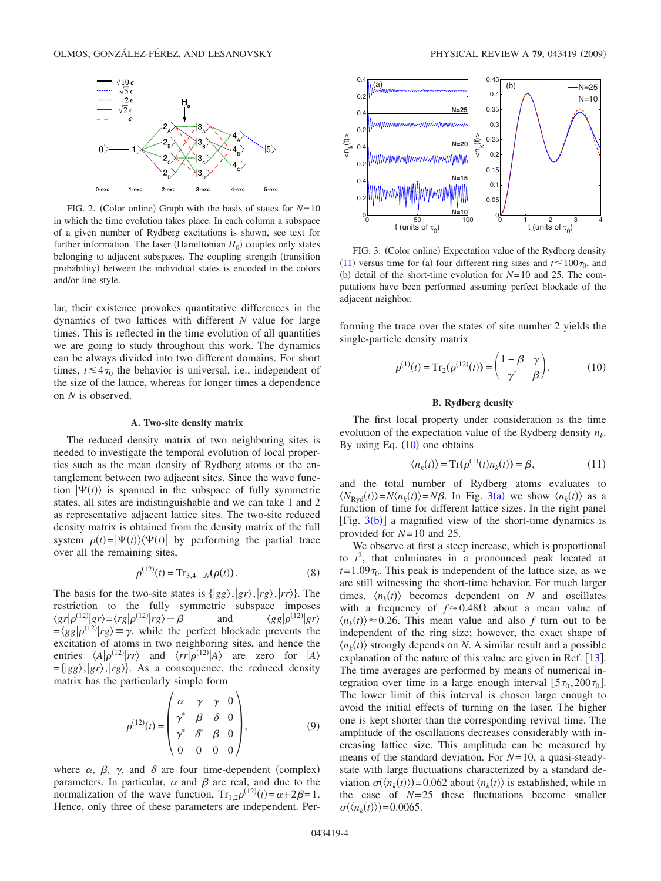FIG. 2. (Color online) Graph with the basis of states for $N=10$ in which the time evolution takes place. In each column a subspace of a given number of Rydberg excitations is shown, see text for further information. The laser (Hamiltonian $H_0$) couples only states belonging to adjacent subspaces. The coupling strength (transition probability) between the individual states is encoded in the colors and/or line style.

FIG. 3. (Color online) Expectation value of the Rydberg density (11) versus time for (a) four different ring sizes and $t \lesssim 100\tau_0$, and (b) detail of the short-time evolution for $N=10$ and 25. The computations have been performed assuming perfect blockade of the adjacent neighbor.

lar, their existence provokes quantitative differences in the dynamics of two lattices with different $N$ value for large times. This is reflected in the time evolution of all quantities we are going to study throughout this work. The dynamics can be always divided into two different domains. For short times, $t \lesssim 4\tau_0$ the behavior is universal, i.e., independent of the size of the lattice, whereas for longer times a dependence on $N$ is observed.

### A. Two-site density matrix

The reduced density matrix of two neighboring sites is needed to investigate the temporal evolution of local properties such as the mean density of Rydberg atoms or the entanglement between two adjacent sites. Since the wave function $|\Psi(t)\rangle$ is spanned in the subspace of fully symmetric states, all sites are indistinguishable and we can take 1 and 2 as representative adjacent lattice sites. The two-site reduced density matrix is obtained from the density matrix of the full system $\rho(t) = |\Psi(t)\rangle\langle\Psi(t)|$ by performing the partial trace over all the remaining sites,

$$\rho^{(12)}(t) = \mathrm{Tr}_{3,4\ldots N}(\rho(t)). \tag{8}$$

The basis for the two-site states is $\{|gg\rangle, |gr\rangle, |rg\rangle, |rr\rangle\}$. The restriction to the fully symmetric subspace imposes $\langle gr|\rho^{(12)}|gr\rangle = \langle rg|\rho^{(12)}|rg\rangle \equiv \beta$ and $\langle gg|\rho^{(12)}|gr\rangle = \langle gg|\rho^{(12)}|rg\rangle \equiv \gamma$, while the perfect blockade prevents the excitation of atoms in two neighboring sites, and hence the entries $\langle A|\rho^{(12)}|rr\rangle$ and $\langle rr|\rho^{(12)}|A\rangle$ are zero for $|A\rangle = \{|gg\rangle, |gr\rangle, |rg\rangle\}$. As a consequence, the reduced density matrix has the particularly simple form

$$\rho^{(12)}(t) = \begin{pmatrix} \alpha & \gamma & \gamma & 0 \\ \gamma^* & \beta & \delta & 0 \\ \gamma^* & \delta^* & \beta & 0 \\ 0 & 0 & 0 & 0 \end{pmatrix}, \tag{9}$$

where $\alpha$, $\beta$, $\gamma$, and $\delta$ are four time-dependent (complex) parameters. In particular, $\alpha$ and $\beta$ are real, and due to the normalization of the wave function, $\mathrm{Tr}_{1,2}\rho^{(12)}(t) = \alpha + 2\beta = 1$. Hence, only three of these parameters are independent. Performing the trace over the states of site number 2 yields the single-particle density matrix

$$\rho^{(1)}(t) = \mathrm{Tr}_2(\rho^{(12)}(t)) = \begin{pmatrix} 1-\beta & \gamma \\ \gamma^* & \beta \end{pmatrix}. \tag{10}$$

### B. Rydberg density

The first local property under consideration is the time evolution of the expectation value of the Rydberg density $n_k$. By using Eq. (10) one obtains

$$\langle n_k(t)\rangle = \mathrm{Tr}(\rho^{(1)}(t) n_k(t)) = \beta, \tag{11}$$

and the total number of Rydberg atoms evaluates to $\langle N_{\mathrm{Ryd}}(t)\rangle = N\langle n_k(t)\rangle = N\beta$. In Fig. 3(a) we show $\langle n_k(t)\rangle$ as a function of time for different lattice sizes. In the right panel [Fig. 3(b)] a magnified view of the short-time dynamics is provided for $N=10$ and 25.

We observe at first a steep increase, which is proportional to $t^2$, that culminates in a pronounced peak located at $t = 1.09\tau_0$. This peak is independent of the lattice size, as we are still witnessing the short-time behavior. For much larger times, $\langle n_k(t)\rangle$ becomes dependent on $N$ and oscillates with a frequency of $f \approx 0.48\Omega$ about a mean value of $\overline{\langle n_k(t)\rangle} \approx 0.26$. This mean value and also $f$ turn out to be independent of the ring size; however, the exact shape of $\langle n_k(t)\rangle$ strongly depends on $N$. A similar result and a possible explanation of the nature of this value are given in Ref. [13]. The time averages are performed by means of numerical integration over time in a large enough interval $[5\tau_0, 200\tau_0]$. The lower limit of this interval is chosen large enough to avoid the initial effects of turning on the laser. The higher one is kept shorter than the corresponding revival time. The amplitude of the oscillations decreases considerably with increasing lattice size. This amplitude can be measured by means of the standard deviation. For $N=10$, a quasi-steady-state with large fluctuations characterized by a standard deviation $\sigma(\langle n_k(t)\rangle) = 0.062$ about $\overline{\langle n_k(t)\rangle}$ is established, while in the case of $N=25$ these fluctuations become smaller $\sigma(\langle n_k(t)\rangle) = 0.0065$.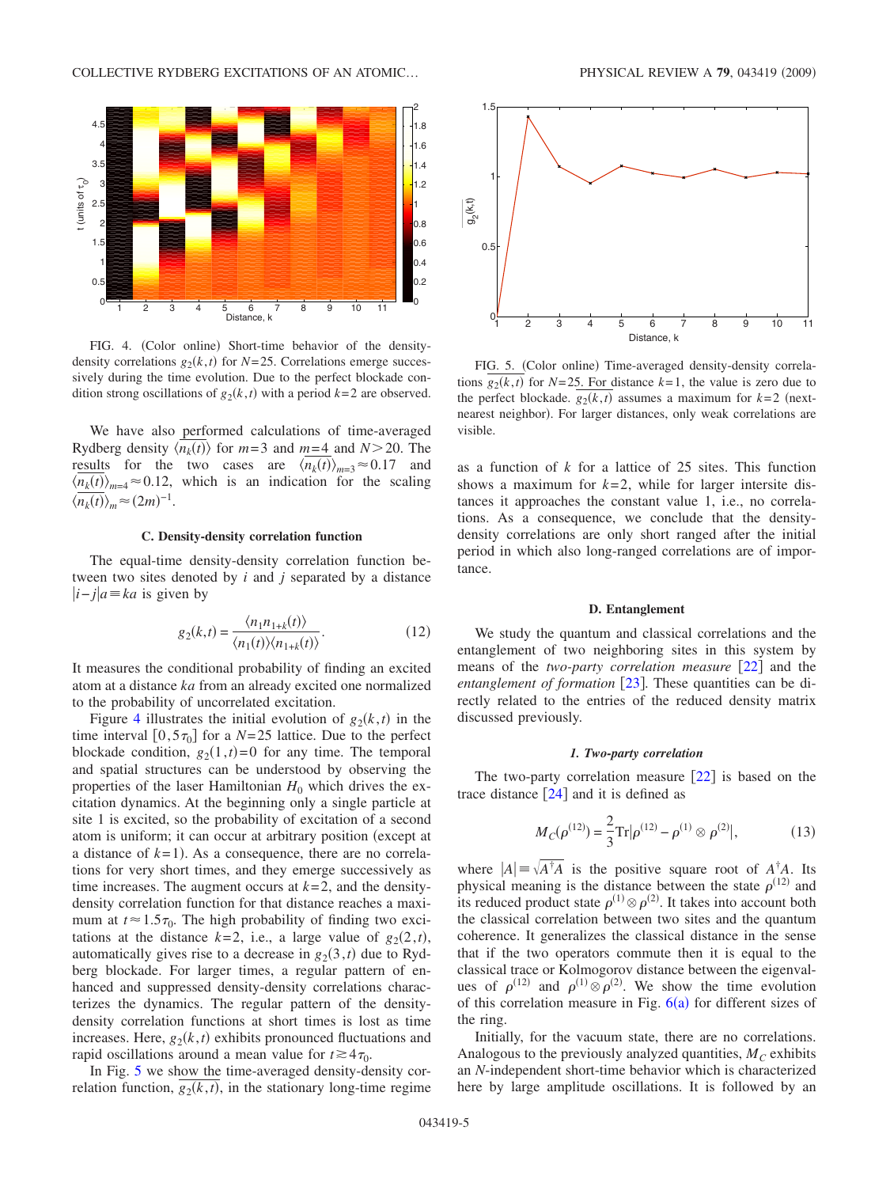FIG. 4. (Color online) Short-time behavior of the density-density correlations $g_2(k,t)$ for $N=25$. Correlations emerge successively during the time evolution. Due to the perfect blockade condition strong oscillations of $g_2(k,t)$ with a period $k=2$ are observed.

We have also performed calculations of time-averaged Rydberg density $\overline{\langle n_k(t)\rangle}$ for $m=3$ and $m=4$ and $N>20$. The results for the two cases are $\overline{\langle n_k(t)\rangle}_{m=3}\approx 0.17$ and $\overline{\langle n_k(t)\rangle}_{m=4}\approx 0.12$, which is an indication for the scaling $\overline{\langle n_k(t)\rangle}_m \approx (2m)^{-1}$.

### C. Density-density correlation function

The equal-time density-density correlation function between two sites denoted by $i$ and $j$ separated by a distance $|i-j|a \equiv ka$ is given by

$$g_2(k,t) = \frac{\langle n_1 n_{1+k}(t)\rangle}{\langle n_1(t)\rangle\langle n_{1+k}(t)\rangle}. \tag{12}$$

It measures the conditional probability of finding an excited atom at a distance $ka$ from an already excited one normalized to the probability of uncorrelated excitation.

Figure 4 illustrates the initial evolution of $g_2(k,t)$ in the time interval $[0,5\tau_0]$ for a $N=25$ lattice. Due to the perfect blockade condition, $g_2(1,t)=0$ for any time. The temporal and spatial structures can be understood by observing the properties of the laser Hamiltonian $H_0$ which drives the excitation dynamics. At the beginning only a single particle at site 1 is excited, so the probability of excitation of a second atom is uniform; it can occur at arbitrary position (except at a distance of $k=1$). As a consequence, there are no correlations for very short times, and they emerge successively as time increases. The augment occurs at $k=2$, and the density-density correlation function for that distance reaches a maximum at $t\approx 1.5\tau_0$. The high probability of finding two excitations at the distance $k=2$, i.e., a large value of $g_2(2,t)$, automatically gives rise to a decrease in $g_2(3,t)$ due to Rydberg blockade. For larger times, a regular pattern of enhanced and suppressed density-density correlations characterizes the dynamics. The regular pattern of the density-density correlation functions at short times is lost as time increases. Here, $g_2(k,t)$ exhibits pronounced fluctuations and rapid oscillations around a mean value for $t \gtrsim 4\tau_0$.

In Fig. 5 we show the time-averaged density-density correlation function, $\overline{g_2(k,t)}$, in the stationary long-time regime as a function of $k$ for a lattice of 25 sites. This function shows a maximum for $k=2$, while for larger intersite distances it approaches the constant value 1, i.e., no correlations. As a consequence, we conclude that the density-density correlations are only short ranged after the initial period in which also long-ranged correlations are of importance.

FIG. 5. (Color online) Time-averaged density-density correlations $\overline{g_2(k,t)}$ for $N=25$. For distance $k=1$, the value is zero due to the perfect blockade. $\overline{g_2(k,t)}$ assumes a maximum for $k=2$ (next-nearest neighbor). For larger distances, only weak correlations are visible.

### D. Entanglement

We study the quantum and classical correlations and the entanglement of two neighboring sites in this system by means of the *two-party correlation measure* [22] and the *entanglement of formation* [23]. These quantities can be directly related to the entries of the reduced density matrix discussed previously.

#### 1. Two-party correlation

The two-party correlation measure [22] is based on the trace distance [24] and it is defined as

$$M_C(\rho^{(12)}) = \frac{2}{3}\mathrm{Tr}|\rho^{(12)} - \rho^{(1)}\otimes\rho^{(2)}|, \tag{13}$$

where $|A| \equiv \sqrt{A^\dagger A}$ is the positive square root of $A^\dagger A$. Its physical meaning is the distance between the state $\rho^{(12)}$ and its reduced product state $\rho^{(1)}\otimes\rho^{(2)}$. It takes into account both the classical correlation between two sites and the quantum coherence. It generalizes the classical distance in the sense that if the two operators commute then it is equal to the classical trace or Kolmogorov distance between the eigenvalues of $\rho^{(12)}$ and $\rho^{(1)}\otimes\rho^{(2)}$. We show the time evolution of this correlation measure in Fig. 6(a) for different sizes of the ring.

Initially, for the vacuum state, there are no correlations. Analogous to the previously analyzed quantities, $M_C$ exhibits an $N$-independent short-time behavior which is characterized here by large amplitude oscillations. It is followed by an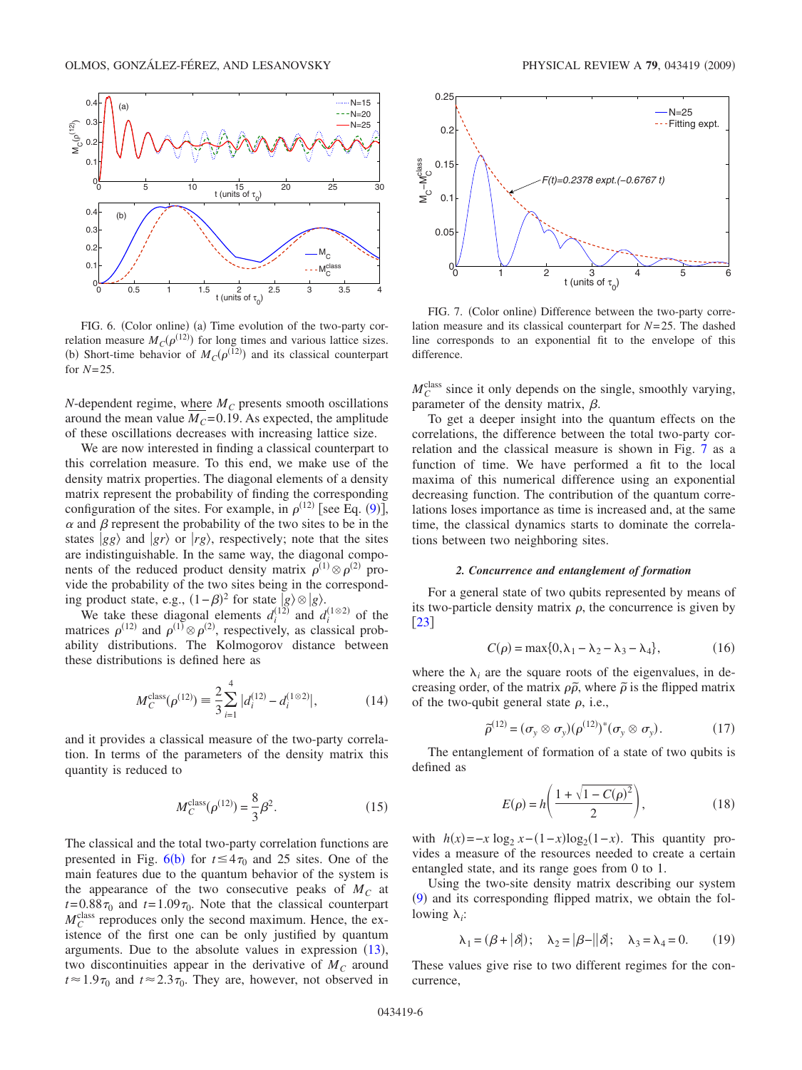FIG. 6. (Color online) (a) Time evolution of the two-party correlation measure $M_C(\rho^{(12)})$ for long times and various lattice sizes. (b) Short-time behavior of $M_C(\rho^{(12)})$ and its classical counterpart for $N=25$.

$N$-dependent regime, where $M_C$ presents smooth oscillations around the mean value $\overline{M}_C=0.19$. As expected, the amplitude of these oscillations decreases with increasing lattice size.

We are now interested in finding a classical counterpart to this correlation measure. To this end, we make use of the density matrix properties. The diagonal elements of a density matrix represent the probability of finding the corresponding configuration of the sites. For example, in $\rho^{(12)}$ [see Eq. (9)], $\alpha$ and $\beta$ represent the probability of the two sites to be in the states $|gg\rangle$ and $|gr\rangle$ or $|rg\rangle$, respectively; note that the sites are indistinguishable. In the same way, the diagonal components of the reduced product density matrix $\rho^{(1)}\otimes\rho^{(2)}$ provide the probability of the two sites being in the corresponding product state, e.g., $(1-\beta)^2$ for state $|g\rangle\otimes|g\rangle$.

We take these diagonal elements $d_i^{(12)}$ and $d_i^{(1\otimes 2)}$ of the matrices $\rho^{(12)}$ and $\rho^{(1)}\otimes\rho^{(2)}$, respectively, as classical probability distributions. The Kolmogorov distance between these distributions is defined here as

$$M_C^{\text{class}}(\rho^{(12)}) \equiv \frac{2}{3}\sum_{i=1}^{4}|d_i^{(12)}-d_i^{(1\otimes 2)}|, \tag{14}$$

and it provides a classical measure of the two-party correlation. In terms of the parameters of the density matrix this quantity is reduced to

$$M_C^{\text{class}}(\rho^{(12)}) = \frac{8}{3}\beta^2. \tag{15}$$

The classical and the total two-party correlation functions are presented in Fig. 6(b) for $t\leq 4\tau_0$ and 25 sites. One of the main features due to the quantum behavior of the system is the appearance of the two consecutive peaks of $M_C$ at $t=0.88\tau_0$ and $t=1.09\tau_0$. Note that the classical counterpart $M_C^{\text{class}}$ reproduces only the second maximum. Hence, the existence of the first one can be only justified by quantum arguments. Due to the absolute values in expression (13), two discontinuities appear in the derivative of $M_C$ around $t\approx 1.9\tau_0$ and $t\approx 2.3\tau_0$. They are, however, not observed in $M_C^{\text{class}}$ since it only depends on the single, smoothly varying, parameter of the density matrix, $\beta$.

FIG. 7. (Color online) Difference between the two-party correlation measure and its classical counterpart for $N=25$. The dashed line corresponds to an exponential fit to the envelope of this difference.

To get a deeper insight into the quantum effects on the correlations, the difference between the total two-party correlation and the classical measure is shown in Fig. 7 as a function of time. We have performed a fit to the local maxima of this numerical difference using an exponential decreasing function. The contribution of the quantum correlations loses importance as time is increased and, at the same time, the classical dynamics starts to dominate the correlations between two neighboring sites.

### 2. Concurrence and entanglement of formation

For a general state of two qubits represented by means of its two-particle density matrix $\rho$, the concurrence is given by [23]

$$C(\rho) = \max\{0, \lambda_1-\lambda_2-\lambda_3-\lambda_4\}, \tag{16}$$

where the $\lambda_i$ are the square roots of the eigenvalues, in decreasing order, of the matrix $\rho\tilde{\rho}$, where $\tilde{\rho}$ is the flipped matrix of the two-qubit general state $\rho$, i.e.,

$$\tilde{\rho}^{(12)} = (\sigma_y\otimes\sigma_y)(\rho^{(12)})^*(\sigma_y\otimes\sigma_y). \tag{17}$$

The entanglement of formation of a state of two qubits is defined as

$$E(\rho) = h\left(\frac{1+\sqrt{1-C(\rho)^2}}{2}\right), \tag{18}$$

with $h(x)=-x\log_2 x-(1-x)\log_2(1-x)$. This quantity provides a measure of the resources needed to create a certain entangled state, and its range goes from 0 to 1.

Using the two-site density matrix describing our system (9) and its corresponding flipped matrix, we obtain the following $\lambda_i$:

$$\lambda_1 = (\beta+|\delta|); \quad \lambda_2 = |\beta-|\delta||; \quad \lambda_3=\lambda_4=0. \tag{19}$$

These values give rise to two different regimes for the concurrence,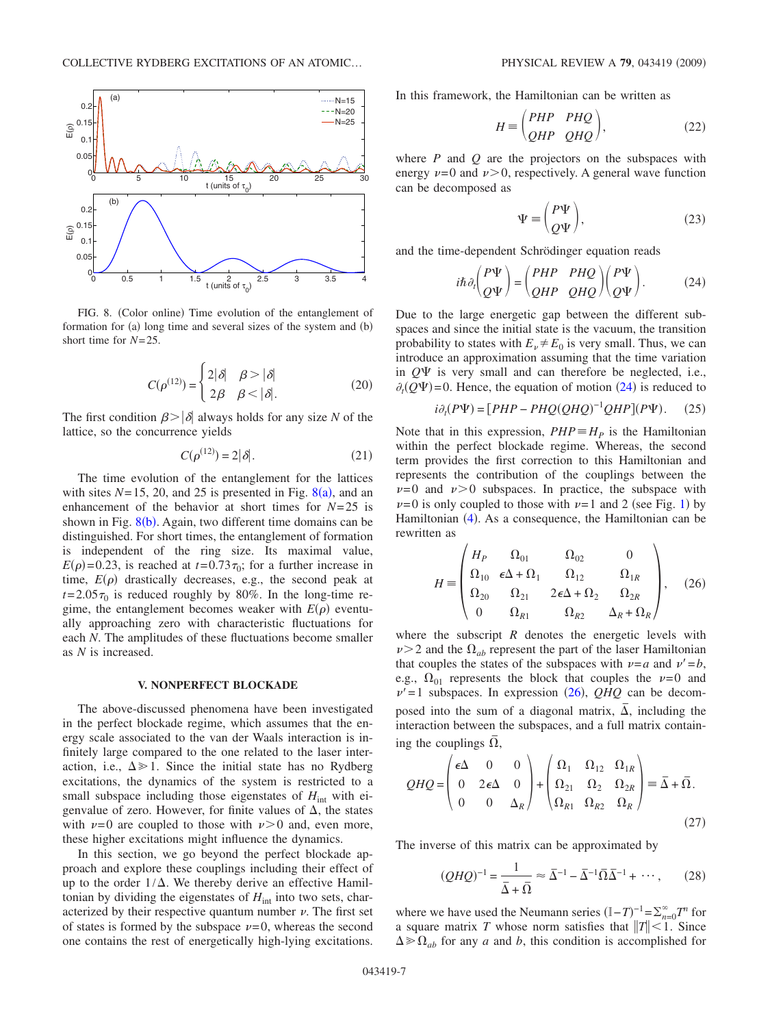FIG. 8. (Color online) Time evolution of the entanglement of formation for (a) long time and several sizes of the system and (b) short time for $N=25$.

$$C(\rho^{(12)}) = \begin{cases} 2|\delta| & \beta > |\delta| \\ 2\beta & \beta < |\delta|. \end{cases} \tag{20}$$

The first condition $\beta > |\delta|$ always holds for any size $N$ of the lattice, so the concurrence yields

$$C(\rho^{(12)}) = 2|\delta|. \tag{21}$$

The time evolution of the entanglement for the lattices with sites $N=15$, 20, and 25 is presented in Fig. 8(a), and an enhancement of the behavior at short times for $N=25$ is shown in Fig. 8(b). Again, two different time domains can be distinguished. For short times, the entanglement of formation is independent of the ring size. Its maximal value, $E(\rho)=0.23$, is reached at $t=0.73\tau_0$; for a further increase in time, $E(\rho)$ drastically decreases, e.g., the second peak at $t=2.05\tau_0$ is reduced roughly by 80%. In the long-time regime, the entanglement becomes weaker with $E(\rho)$ eventually approaching zero with characteristic fluctuations for each $N$. The amplitudes of these fluctuations become smaller as $N$ is increased.

## V. NONPERFECT BLOCKADE

The above-discussed phenomena have been investigated in the perfect blockade regime, which assumes that the energy scale associated to the van der Waals interaction is infinitely large compared to the one related to the laser interaction, i.e., $\Delta \gg 1$. Since the initial state has no Rydberg excitations, the dynamics of the system is restricted to a small subspace including those eigenstates of $H_{\text{int}}$ with eigenvalue of zero. However, for finite values of $\Delta$, the states with $\nu=0$ are coupled to those with $\nu>0$ and, even more, these higher excitations might influence the dynamics.

In this section, we go beyond the perfect blockade approach and explore these couplings including their effect of up to the order $1/\Delta$. We thereby derive an effective Hamiltonian by dividing the eigenstates of $H_{\text{int}}$ into two sets, characterized by their respective quantum number $\nu$. The first set of states is formed by the subspace $\nu=0$, whereas the second one contains the rest of energetically high-lying excitations.

In this framework, the Hamiltonian can be written as

$$H \equiv \begin{pmatrix} PHP & PHQ \\ QHP & QHQ \end{pmatrix}, \tag{22}$$

where $P$ and $Q$ are the projectors on the subspaces with energy $\nu=0$ and $\nu>0$, respectively. A general wave function can be decomposed as

$$\Psi \equiv \begin{pmatrix} P\Psi \\ Q\Psi \end{pmatrix}, \tag{23}$$

and the time-dependent Schrödinger equation reads

$$i\hbar\partial_t\begin{pmatrix} P\Psi \\ Q\Psi \end{pmatrix} = \begin{pmatrix} PHP & PHQ \\ QHP & QHQ \end{pmatrix}\begin{pmatrix} P\Psi \\ Q\Psi \end{pmatrix}. \tag{24}$$

Due to the large energetic gap between the different subspaces and since the initial state is the vacuum, the transition probability to states with $E_\nu \neq E_0$ is very small. Thus, we can introduce an approximation assuming that the time variation in $Q\Psi$ is very small and can therefore be neglected, i.e., $\partial_t(Q\Psi)=0$. Hence, the equation of motion (24) is reduced to

$$i\partial_t(P\Psi) = [PHP - PHQ(QHQ)^{-1}QHP](P\Psi). \tag{25}$$

Note that in this expression, $PHP \equiv H_P$ is the Hamiltonian within the perfect blockade regime. Whereas, the second term provides the first correction to this Hamiltonian and represents the contribution of the couplings between the $\nu=0$ and $\nu>0$ subspaces. In practice, the subspace with $\nu=0$ is only coupled to those with $\nu=1$ and 2 (see Fig. 1) by Hamiltonian (4). As a consequence, the Hamiltonian can be rewritten as

$$H \equiv \begin{pmatrix} H_P & \Omega_{01} & \Omega_{02} & 0 \\ \Omega_{10} & \epsilon\Delta + \Omega_1 & \Omega_{12} & \Omega_{1R} \\ \Omega_{20} & \Omega_{21} & 2\epsilon\Delta + \Omega_2 & \Omega_{2R} \\ 0 & \Omega_{R1} & \Omega_{R2} & \Delta_R + \Omega_R \end{pmatrix}, \tag{26}$$

where the subscript $R$ denotes the energetic levels with $\nu>2$ and the $\Omega_{ab}$ represent the part of the laser Hamiltonian that couples the states of the subspaces with $\nu=a$ and $\nu'=b$, e.g., $\Omega_{01}$ represents the block that couples the $\nu=0$ and $\nu'=1$ subspaces. In expression (26), $QHQ$ can be decomposed into the sum of a diagonal matrix, $\bar{\Delta}$, including the interaction between the subspaces, and a full matrix containing the couplings $\bar{\Omega}$,

$$QHQ = \begin{pmatrix} \epsilon\Delta & 0 & 0 \\ 0 & 2\epsilon\Delta & 0 \\ 0 & 0 & \Delta_R \end{pmatrix} + \begin{pmatrix} \Omega_1 & \Omega_{12} & \Omega_{1R} \\ \Omega_{21} & \Omega_2 & \Omega_{2R} \\ \Omega_{R1} & \Omega_{R2} & \Omega_R \end{pmatrix} \equiv \bar{\Delta} + \bar{\Omega}. \tag{27}$$

The inverse of this matrix can be approximated by

$$(QHQ)^{-1} = \frac{1}{\bar{\Delta} + \bar{\Omega}} \approx \bar{\Delta}^{-1} - \bar{\Delta}^{-1}\bar{\Omega}\bar{\Delta}^{-1} + \cdots, \tag{28}$$

where we have used the Neumann series $(\mathbb{I}-T)^{-1} = \sum_{n=0}^{\infty} T^n$ for a square matrix $T$ whose norm satisfies that $\|T\|<1$. Since $\Delta \gg \Omega_{ab}$ for any $a$ and $b$, this condition is accomplished for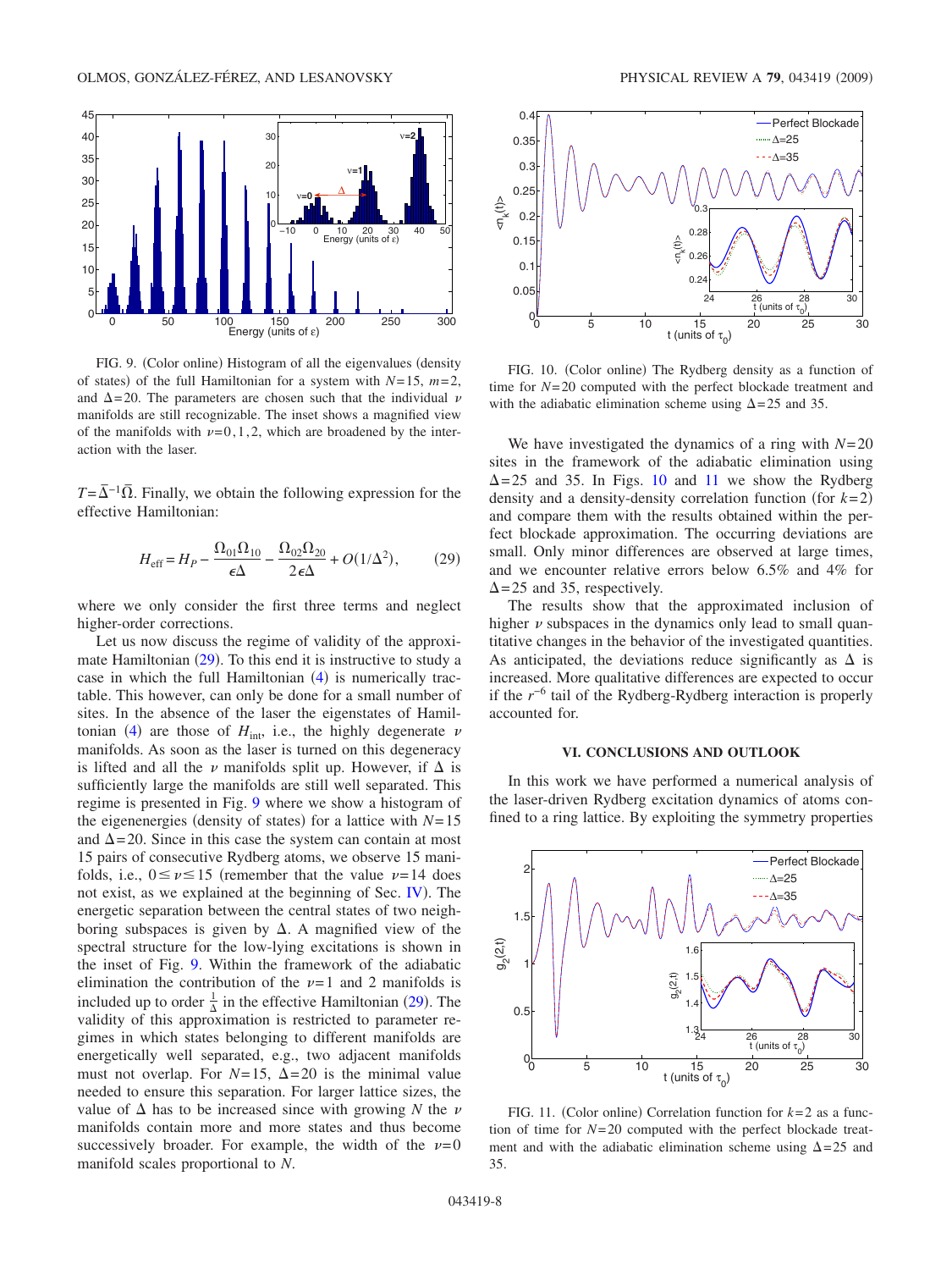FIG. 9. (Color online) Histogram of all the eigenvalues (density of states) of the full Hamiltonian for a system with $N=15$, $m=2$, and $\Delta=20$. The parameters are chosen such that the individual $\nu$ manifolds are still recognizable. The inset shows a magnified view of the manifolds with $\nu=0,1,2$, which are broadened by the interaction with the laser.

$T=\bar{\Delta}^{-1}\bar{\Omega}$. Finally, we obtain the following expression for the effective Hamiltonian:

$$H_{\text{eff}} = H_P - \frac{\Omega_{01}\Omega_{10}}{\epsilon\Delta} - \frac{\Omega_{02}\Omega_{20}}{2\epsilon\Delta} + O(1/\Delta^2), \tag{29}$$

where we only consider the first three terms and neglect higher-order corrections.

Let us now discuss the regime of validity of the approximate Hamiltonian (29). To this end it is instructive to study a case in which the full Hamiltonian (4) is numerically tractable. This however, can only be done for a small number of sites. In the absence of the laser the eigenstates of Hamiltonian (4) are those of $H_{\text{int}}$, i.e., the highly degenerate $\nu$ manifolds. As soon as the laser is turned on this degeneracy is lifted and all the $\nu$ manifolds split up. However, if $\Delta$ is sufficiently large the manifolds are still well separated. This regime is presented in Fig. 9 where we show a histogram of the eigenenergies (density of states) for a lattice with $N=15$ and $\Delta=20$. Since in this case the system can contain at most 15 pairs of consecutive Rydberg atoms, we observe 15 manifolds, i.e., $0 \leq \nu \leq 15$ (remember that the value $\nu=14$ does not exist, as we explained at the beginning of Sec. IV). The energetic separation between the central states of two neighboring subspaces is given by $\Delta$. A magnified view of the spectral structure for the low-lying excitations is shown in the inset of Fig. 9. Within the framework of the adiabatic elimination the contribution of the $\nu=1$ and 2 manifolds is included up to order $\frac{1}{\Delta}$ in the effective Hamiltonian (29). The validity of this approximation is restricted to parameter regimes in which states belonging to different manifolds are energetically well separated, e.g., two adjacent manifolds must not overlap. For $N=15$, $\Delta=20$ is the minimal value needed to ensure this separation. For larger lattice sizes, the value of $\Delta$ has to be increased since with growing $N$ the $\nu$ manifolds contain more and more states and thus become successively broader. For example, the width of the $\nu=0$ manifold scales proportional to $N$.

FIG. 10. (Color online) The Rydberg density as a function of time for $N=20$ computed with the perfect blockade treatment and with the adiabatic elimination scheme using $\Delta=25$ and 35.

We have investigated the dynamics of a ring with $N=20$ sites in the framework of the adiabatic elimination using $\Delta=25$ and 35. In Figs. 10 and 11 we show the Rydberg density and a density-density correlation function (for $k=2$) and compare them with the results obtained within the perfect blockade approximation. The occurring deviations are small. Only minor differences are observed at large times, and we encounter relative errors below 6.5% and 4% for $\Delta=25$ and 35, respectively.

The results show that the approximated inclusion of higher $\nu$ subspaces in the dynamics only lead to small quantitative changes in the behavior of the investigated quantities. As anticipated, the deviations reduce significantly as $\Delta$ is increased. More qualitative differences are expected to occur if the $r^{-6}$ tail of the Rydberg-Rydberg interaction is properly accounted for.

## VI. CONCLUSIONS AND OUTLOOK

In this work we have performed a numerical analysis of the laser-driven Rydberg excitation dynamics of atoms confined to a ring lattice. By exploiting the symmetry properties

FIG. 11. (Color online) Correlation function for $k=2$ as a function of time for $N=20$ computed with the perfect blockade treatment and with the adiabatic elimination scheme using $\Delta=25$ and 35.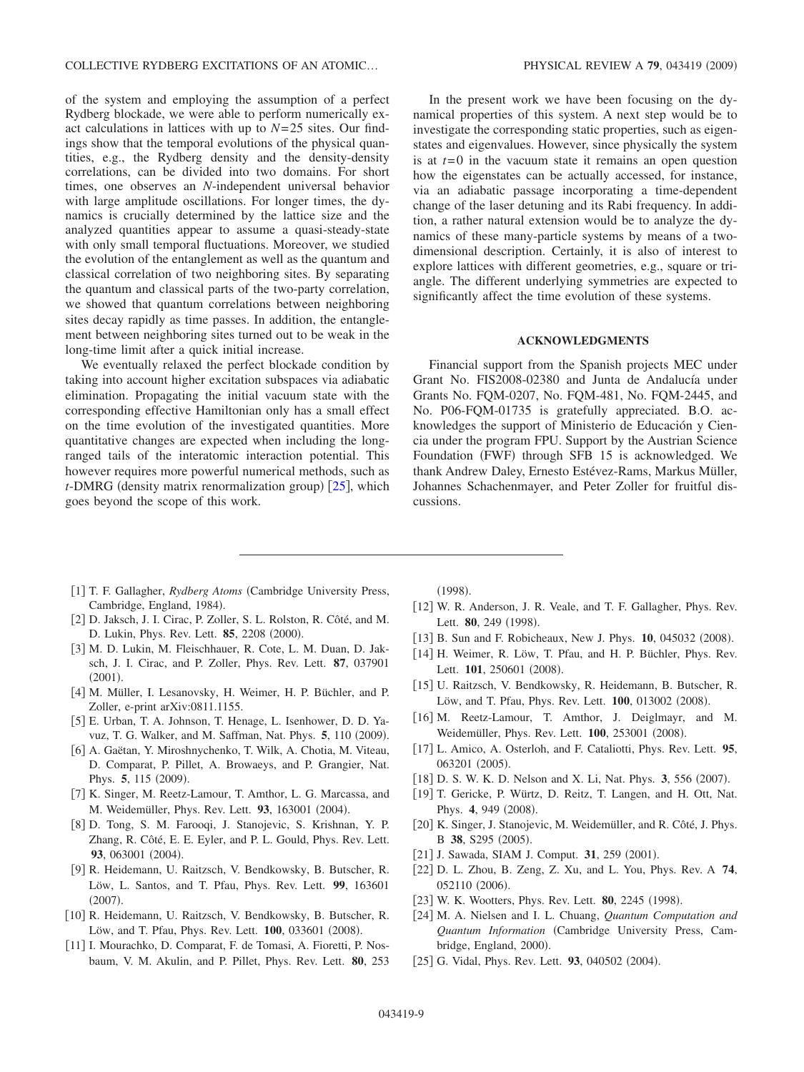of the system and employing the assumption of a perfect Rydberg blockade, we were able to perform numerically exact calculations in lattices with up to $N=25$ sites. Our findings show that the temporal evolutions of the physical quantities, e.g., the Rydberg density and the density-density correlations, can be divided into two domains. For short times, one observes an $N$-independent universal behavior with large amplitude oscillations. For longer times, the dynamics is crucially determined by the lattice size and the analyzed quantities appear to assume a quasi-steady-state with only small temporal fluctuations. Moreover, we studied the evolution of the entanglement as well as the quantum and classical correlation of two neighboring sites. By separating the quantum and classical parts of the two-party correlation, we showed that quantum correlations between neighboring sites decay rapidly as time passes. In addition, the entanglement between neighboring sites turned out to be weak in the long-time limit after a quick initial increase.

We eventually relaxed the perfect blockade condition by taking into account higher excitation subspaces via adiabatic elimination. Propagating the initial vacuum state with the corresponding effective Hamiltonian only has a small effect on the time evolution of the investigated quantities. More quantitative changes are expected when including the long-ranged tails of the interatomic interaction potential. This however requires more powerful numerical methods, such as $t$-DMRG (density matrix renormalization group) [25], which goes beyond the scope of this work.

In the present work we have been focusing on the dynamical properties of this system. A next step would be to investigate the corresponding static properties, such as eigenstates and eigenvalues. However, since physically the system is at $t=0$ in the vacuum state it remains an open question how the eigenstates can be actually accessed, for instance, via an adiabatic passage incorporating a time-dependent change of the laser detuning and its Rabi frequency. In addition, a rather natural extension would be to analyze the dynamics of these many-particle systems by means of a two-dimensional description. Certainly, it is also of interest to explore lattices with different geometries, e.g., square or triangle. The different underlying symmetries are expected to significantly affect the time evolution of these systems.

## ACKNOWLEDGMENTS

Financial support from the Spanish projects MEC under Grant No. FIS2008-02380 and Junta de Andalucía under Grants No. FQM-0207, No. FQM-481, No. FQM-2445, and No. P06-FQM-01735 is gratefully appreciated. B.O. acknowledges the support of Ministerio de Educación y Ciencia under the program FPU. Support by the Austrian Science Foundation (FWF) through SFB 15 is acknowledged. We thank Andrew Daley, Ernesto Estévez-Rams, Markus Müller, Johannes Schachenmayer, and Peter Zoller for fruitful discussions.

---

[1] T. F. Gallagher, *Rydberg Atoms* (Cambridge University Press, Cambridge, England, 1984).

[2] D. Jaksch, J. I. Cirac, P. Zoller, S. L. Rolston, R. Côté, and M. D. Lukin, Phys. Rev. Lett. **85**, 2208 (2000).

[3] M. D. Lukin, M. Fleischhauer, R. Cote, L. M. Duan, D. Jaksch, J. I. Cirac, and P. Zoller, Phys. Rev. Lett. **87**, 037901 (2001).

[4] M. Müller, I. Lesanovsky, H. Weimer, H. P. Büchler, and P. Zoller, e-print arXiv:0811.1155.

[5] E. Urban, T. A. Johnson, T. Henage, L. Isenhower, D. D. Yavuz, T. G. Walker, and M. Saffman, Nat. Phys. **5**, 110 (2009).

[6] A. Gaëtan, Y. Miroshnychenko, T. Wilk, A. Chotia, M. Viteau, D. Comparat, P. Pillet, A. Browaeys, and P. Grangier, Nat. Phys. **5**, 115 (2009).

[7] K. Singer, M. Reetz-Lamour, T. Amthor, L. G. Marcassa, and M. Weidemüller, Phys. Rev. Lett. **93**, 163001 (2004).

[8] D. Tong, S. M. Farooqi, J. Stanojevic, S. Krishnan, Y. P. Zhang, R. Côté, E. E. Eyler, and P. L. Gould, Phys. Rev. Lett. **93**, 063001 (2004).

[9] R. Heidemann, U. Raitzsch, V. Bendkowsky, B. Butscher, R. Löw, L. Santos, and T. Pfau, Phys. Rev. Lett. **99**, 163601 (2007).

[10] R. Heidemann, U. Raitzsch, V. Bendkowsky, B. Butscher, R. Löw, and T. Pfau, Phys. Rev. Lett. **100**, 033601 (2008).

[11] I. Mourachko, D. Comparat, F. de Tomasi, A. Fioretti, P. Nosbaum, V. M. Akulin, and P. Pillet, Phys. Rev. Lett. **80**, 253 (1998).

[12] W. R. Anderson, J. R. Veale, and T. F. Gallagher, Phys. Rev. Lett. **80**, 249 (1998).

[13] B. Sun and F. Robicheaux, New J. Phys. **10**, 045032 (2008).

[14] H. Weimer, R. Löw, T. Pfau, and H. P. Büchler, Phys. Rev. Lett. **101**, 250601 (2008).

[15] U. Raitzsch, V. Bendkowsky, R. Heidemann, B. Butscher, R. Löw, and T. Pfau, Phys. Rev. Lett. **100**, 013002 (2008).

[16] M. Reetz-Lamour, T. Amthor, J. Deiglmayr, and M. Weidemüller, Phys. Rev. Lett. **100**, 253001 (2008).

[17] L. Amico, A. Osterloh, and F. Cataliotti, Phys. Rev. Lett. **95**, 063201 (2005).

[18] D. S. W. K. D. Nelson and X. Li, Nat. Phys. **3**, 556 (2007).

[19] T. Gericke, P. Würtz, D. Reitz, T. Langen, and H. Ott, Nat. Phys. **4**, 949 (2008).

[20] K. Singer, J. Stanojevic, M. Weidemüller, and R. Côté, J. Phys. B **38**, S295 (2005).

[21] J. Sawada, SIAM J. Comput. **31**, 259 (2001).

[22] D. L. Zhou, B. Zeng, Z. Xu, and L. You, Phys. Rev. A **74**, 052110 (2006).

[23] W. K. Wootters, Phys. Rev. Lett. **80**, 2245 (1998).

[24] M. A. Nielsen and I. L. Chuang, *Quantum Computation and Quantum Information* (Cambridge University Press, Cambridge, England, 2000).

[25] G. Vidal, Phys. Rev. Lett. **93**, 040502 (2004).